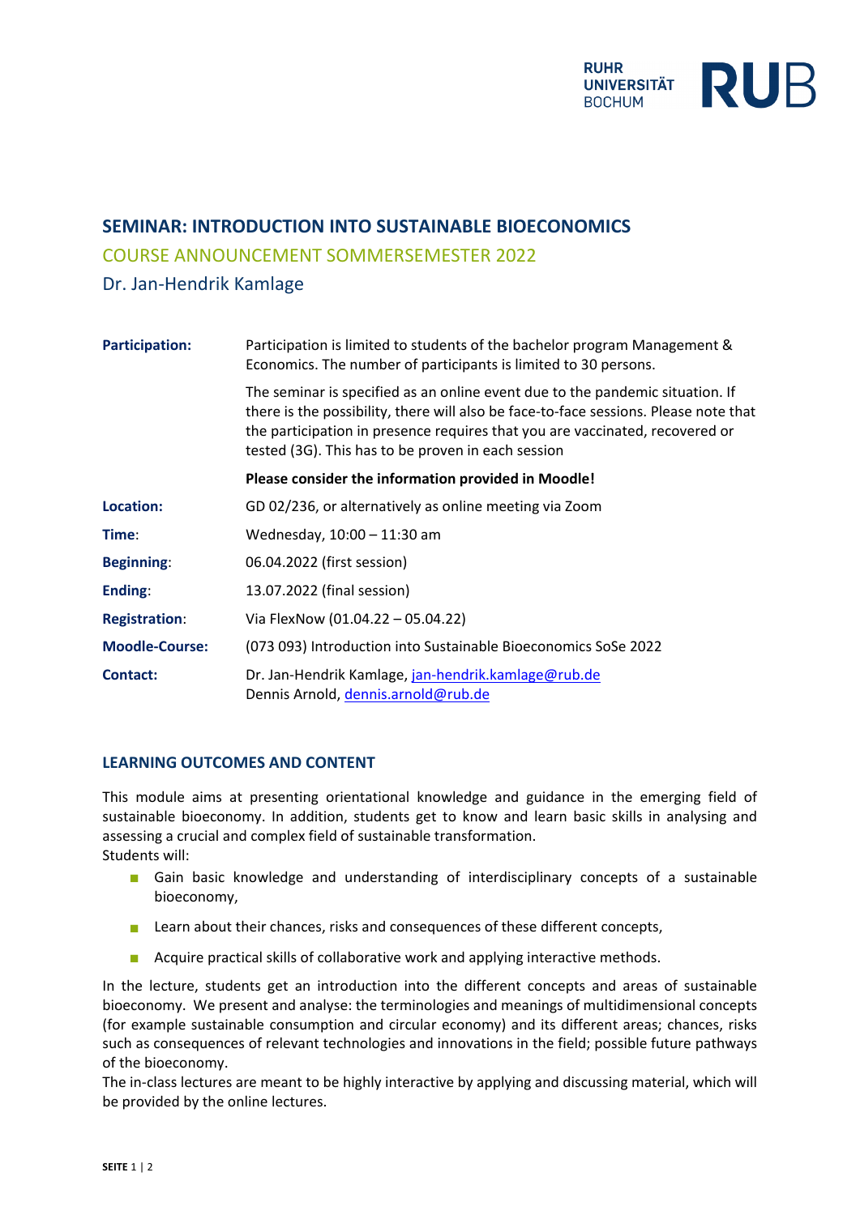# SEMINAR: INTRODUCTION INTO SUSTAINABLE BIOECONOMICS

## COURSE ANNOUNCEMENT SOMMERSEMESTER 2022

### Dr. Jan-Hendrik Kamlage

| | |
|---|---|
| **Participation:** | Participation is limited to students of the bachelor program Management & Economics. The number of participants is limited to 30 persons.<br><br>The seminar is specified as an online event due to the pandemic situation. If there is the possibility, there will also be face-to-face sessions. Please note that the participation in presence requires that you are vaccinated, recovered or tested (3G). This has to be proven in each session<br><br>**Please consider the information provided in Moodle!** |
| **Location:** | GD 02/236, or alternatively as online meeting via Zoom |
| **Time**: | Wednesday, 10:00 – 11:30 am |
| **Beginning**: | 06.04.2022 (first session) |
| **Ending**: | 13.07.2022 (final session) |
| **Registration**: | Via FlexNow (01.04.22 – 05.04.22) |
| **Moodle-Course:** | (073 093) Introduction into Sustainable Bioeconomics SoSe 2022 |
| **Contact:** | Dr. Jan-Hendrik Kamlage, jan-hendrik.kamlage@rub.de<br>Dennis Arnold, dennis.arnold@rub.de |

## LEARNING OUTCOMES AND CONTENT

This module aims at presenting orientational knowledge and guidance in the emerging field of sustainable bioeconomy. In addition, students get to know and learn basic skills in analysing and assessing a crucial and complex field of sustainable transformation.
Students will:

- Gain basic knowledge and understanding of interdisciplinary concepts of a sustainable bioeconomy,
- Learn about their chances, risks and consequences of these different concepts,
- Acquire practical skills of collaborative work and applying interactive methods.

In the lecture, students get an introduction into the different concepts and areas of sustainable bioeconomy. We present and analyse: the terminologies and meanings of multidimensional concepts (for example sustainable consumption and circular economy) and its different areas; chances, risks such as consequences of relevant technologies and innovations in the field; possible future pathways of the bioeconomy.
The in-class lectures are meant to be highly interactive by applying and discussing material, which will be provided by the online lectures.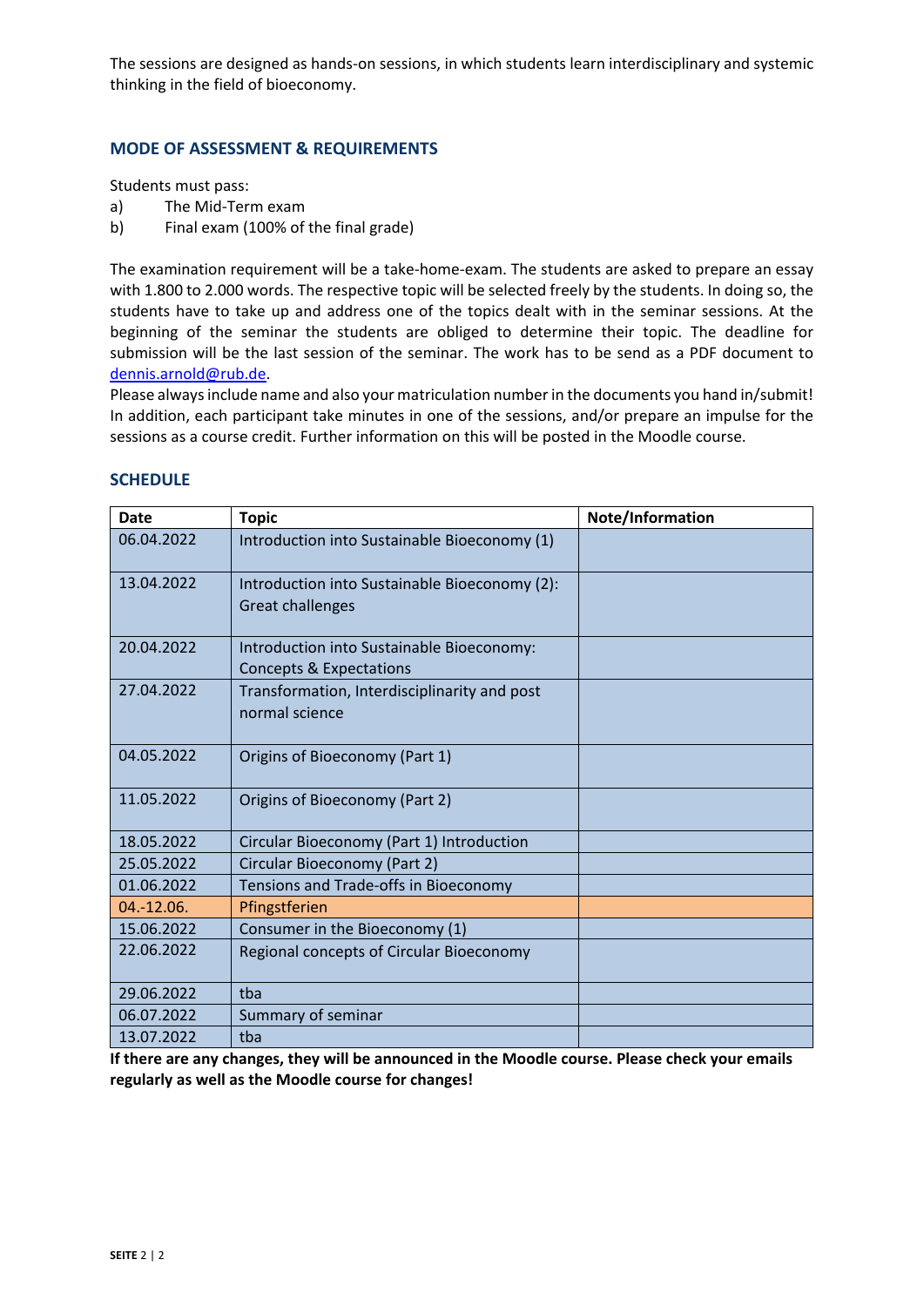The sessions are designed as hands-on sessions, in which students learn interdisciplinary and systemic thinking in the field of bioeconomy.

## MODE OF ASSESSMENT & REQUIREMENTS

Students must pass:

a) The Mid-Term exam
b) Final exam (100% of the final grade)

The examination requirement will be a take-home-exam. The students are asked to prepare an essay with 1.800 to 2.000 words. The respective topic will be selected freely by the students. In doing so, the students have to take up and address one of the topics dealt with in the seminar sessions. At the beginning of the seminar the students are obliged to determine their topic. The deadline for submission will be the last session of the seminar. The work has to be send as a PDF document to dennis.arnold@rub.de.
Please always include name and also your matriculation number in the documents you hand in/submit!
In addition, each participant take minutes in one of the sessions, and/or prepare an impulse for the sessions as a course credit. Further information on this will be posted in the Moodle course.

## SCHEDULE

| Date | Topic | Note/Information |
|---|---|---|
| 06.04.2022 | Introduction into Sustainable Bioeconomy (1) | |
| 13.04.2022 | Introduction into Sustainable Bioeconomy (2): Great challenges | |
| 20.04.2022 | Introduction into Sustainable Bioeconomy: Concepts & Expectations | |
| 27.04.2022 | Transformation, Interdisciplinarity and post normal science | |
| 04.05.2022 | Origins of Bioeconomy (Part 1) | |
| 11.05.2022 | Origins of Bioeconomy (Part 2) | |
| 18.05.2022 | Circular Bioeconomy (Part 1) Introduction | |
| 25.05.2022 | Circular Bioeconomy (Part 2) | |
| 01.06.2022 | Tensions and Trade-offs in Bioeconomy | |
| 04.-12.06. | Pfingstferien | |
| 15.06.2022 | Consumer in the Bioeconomy (1) | |
| 22.06.2022 | Regional concepts of Circular Bioeconomy | |
| 29.06.2022 | tba | |
| 06.07.2022 | Summary of seminar | |
| 13.07.2022 | tba | |

**If there are any changes, they will be announced in the Moodle course. Please check your emails regularly as well as the Moodle course for changes!**